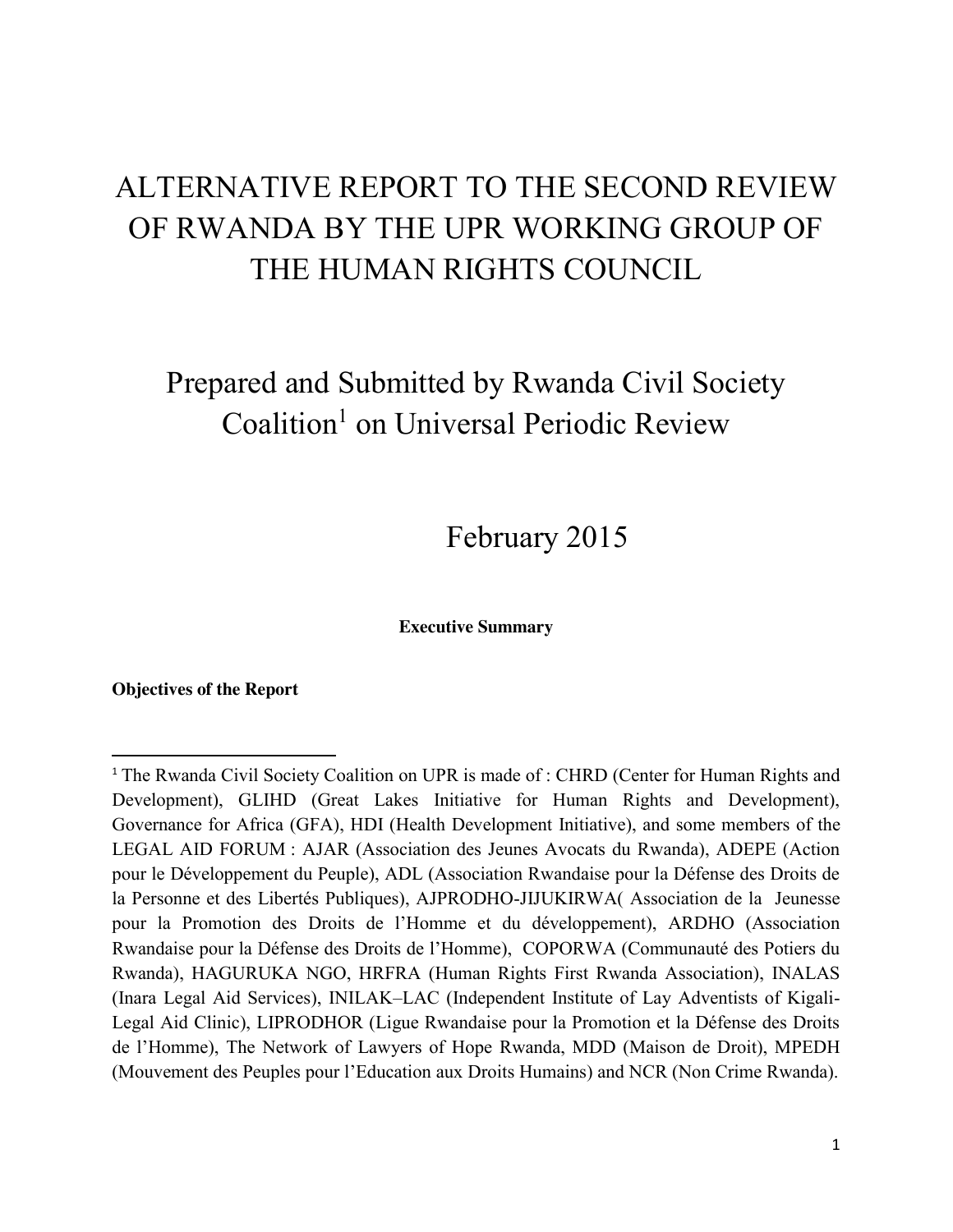# ALTERNATIVE REPORT TO THE SECOND REVIEW OF RWANDA BY THE UPR WORKING GROUP OF THE HUMAN RIGHTS COUNCIL

## Prepared and Submitted by Rwanda Civil Society Coalition[1] on Universal Periodic Review

February 2015

**Executive Summary**

**Objectives of the Report**

[1] The Rwanda Civil Society Coalition on UPR is made of : CHRD (Center for Human Rights and Development), GLIHD (Great Lakes Initiative for Human Rights and Development), Governance for Africa (GFA), HDI (Health Development Initiative), and some members of the LEGAL AID FORUM : AJAR (Association des Jeunes Avocats du Rwanda), ADEPE (Action pour le Développement du Peuple), ADL (Association Rwandaise pour la Défense des Droits de la Personne et des Libertés Publiques), AJPRODHO-JIJUKIRWA( Association de la Jeunesse pour la Promotion des Droits de l'Homme et du développement), ARDHO (Association Rwandaise pour la Défense des Droits de l'Homme), COPORWA (Communauté des Potiers du Rwanda), HAGURUKA NGO, HRFRA (Human Rights First Rwanda Association), INALAS (Inara Legal Aid Services), INILAK–LAC (Independent Institute of Lay Adventists of Kigali-Legal Aid Clinic), LIPRODHOR (Ligue Rwandaise pour la Promotion et la Défense des Droits de l'Homme), The Network of Lawyers of Hope Rwanda, MDD (Maison de Droit), MPEDH (Mouvement des Peuples pour l'Education aux Droits Humains) and NCR (Non Crime Rwanda).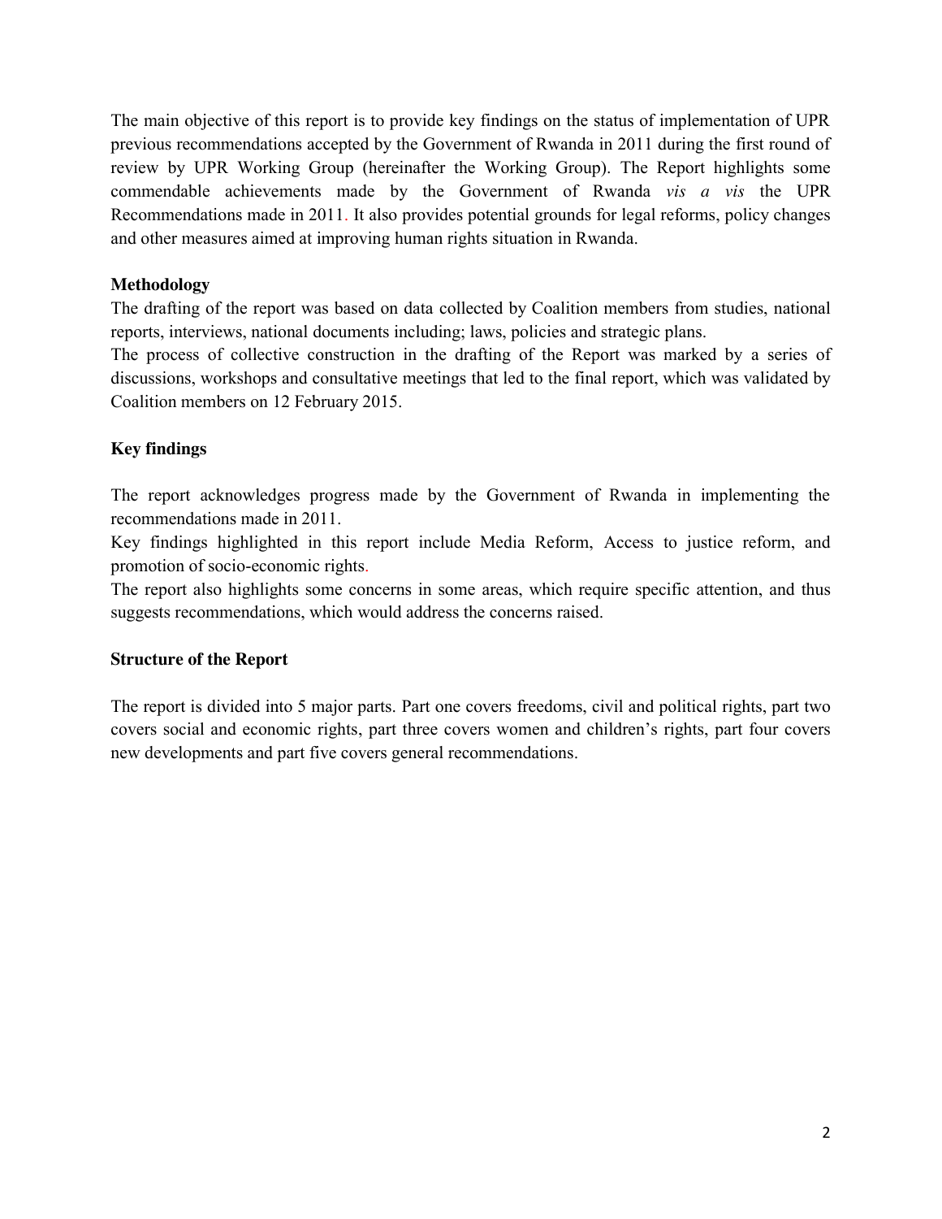The main objective of this report is to provide key findings on the status of implementation of UPR previous recommendations accepted by the Government of Rwanda in 2011 during the first round of review by UPR Working Group (hereinafter the Working Group). The Report highlights some commendable achievements made by the Government of Rwanda *vis a vis* the UPR Recommendations made in 2011. It also provides potential grounds for legal reforms, policy changes and other measures aimed at improving human rights situation in Rwanda.

**Methodology**

The drafting of the report was based on data collected by Coalition members from studies, national reports, interviews, national documents including; laws, policies and strategic plans.

The process of collective construction in the drafting of the Report was marked by a series of discussions, workshops and consultative meetings that led to the final report, which was validated by Coalition members on 12 February 2015.

**Key findings**

The report acknowledges progress made by the Government of Rwanda in implementing the recommendations made in 2011.

Key findings highlighted in this report include Media Reform, Access to justice reform, and promotion of socio-economic rights.

The report also highlights some concerns in some areas, which require specific attention, and thus suggests recommendations, which would address the concerns raised.

**Structure of the Report**

The report is divided into 5 major parts. Part one covers freedoms, civil and political rights, part two covers social and economic rights, part three covers women and children's rights, part four covers new developments and part five covers general recommendations.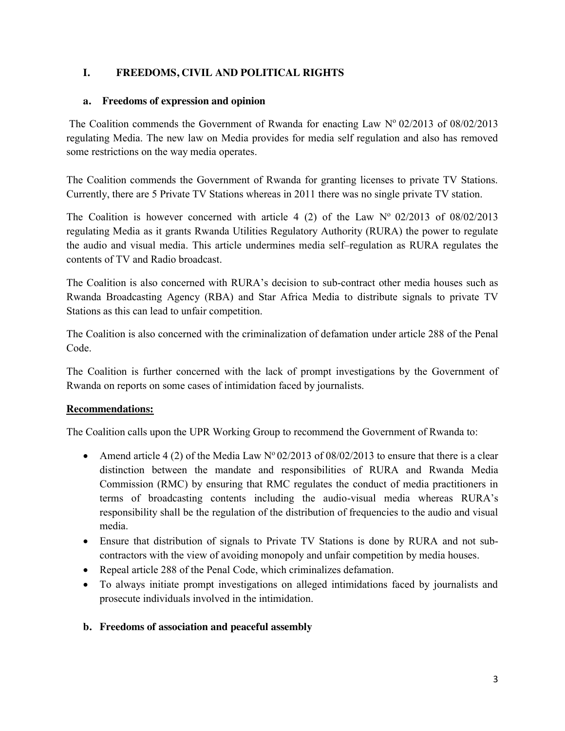## I. FREEDOMS, CIVIL AND POLITICAL RIGHTS

### a. Freedoms of expression and opinion

The Coalition commends the Government of Rwanda for enacting Law Nº 02/2013 of 08/02/2013 regulating Media. The new law on Media provides for media self regulation and also has removed some restrictions on the way media operates.

The Coalition commends the Government of Rwanda for granting licenses to private TV Stations. Currently, there are 5 Private TV Stations whereas in 2011 there was no single private TV station.

The Coalition is however concerned with article 4 (2) of the Law Nº 02/2013 of 08/02/2013 regulating Media as it grants Rwanda Utilities Regulatory Authority (RURA) the power to regulate the audio and visual media. This article undermines media self–regulation as RURA regulates the contents of TV and Radio broadcast.

The Coalition is also concerned with RURA's decision to sub-contract other media houses such as Rwanda Broadcasting Agency (RBA) and Star Africa Media to distribute signals to private TV Stations as this can lead to unfair competition.

The Coalition is also concerned with the criminalization of defamation under article 288 of the Penal Code.

The Coalition is further concerned with the lack of prompt investigations by the Government of Rwanda on reports on some cases of intimidation faced by journalists.

**Recommendations:**

The Coalition calls upon the UPR Working Group to recommend the Government of Rwanda to:

- Amend article 4 (2) of the Media Law Nº 02/2013 of 08/02/2013 to ensure that there is a clear distinction between the mandate and responsibilities of RURA and Rwanda Media Commission (RMC) by ensuring that RMC regulates the conduct of media practitioners in terms of broadcasting contents including the audio-visual media whereas RURA's responsibility shall be the regulation of the distribution of frequencies to the audio and visual media.
- Ensure that distribution of signals to Private TV Stations is done by RURA and not sub-contractors with the view of avoiding monopoly and unfair competition by media houses.
- Repeal article 288 of the Penal Code, which criminalizes defamation.
- To always initiate prompt investigations on alleged intimidations faced by journalists and prosecute individuals involved in the intimidation.

### b. Freedoms of association and peaceful assembly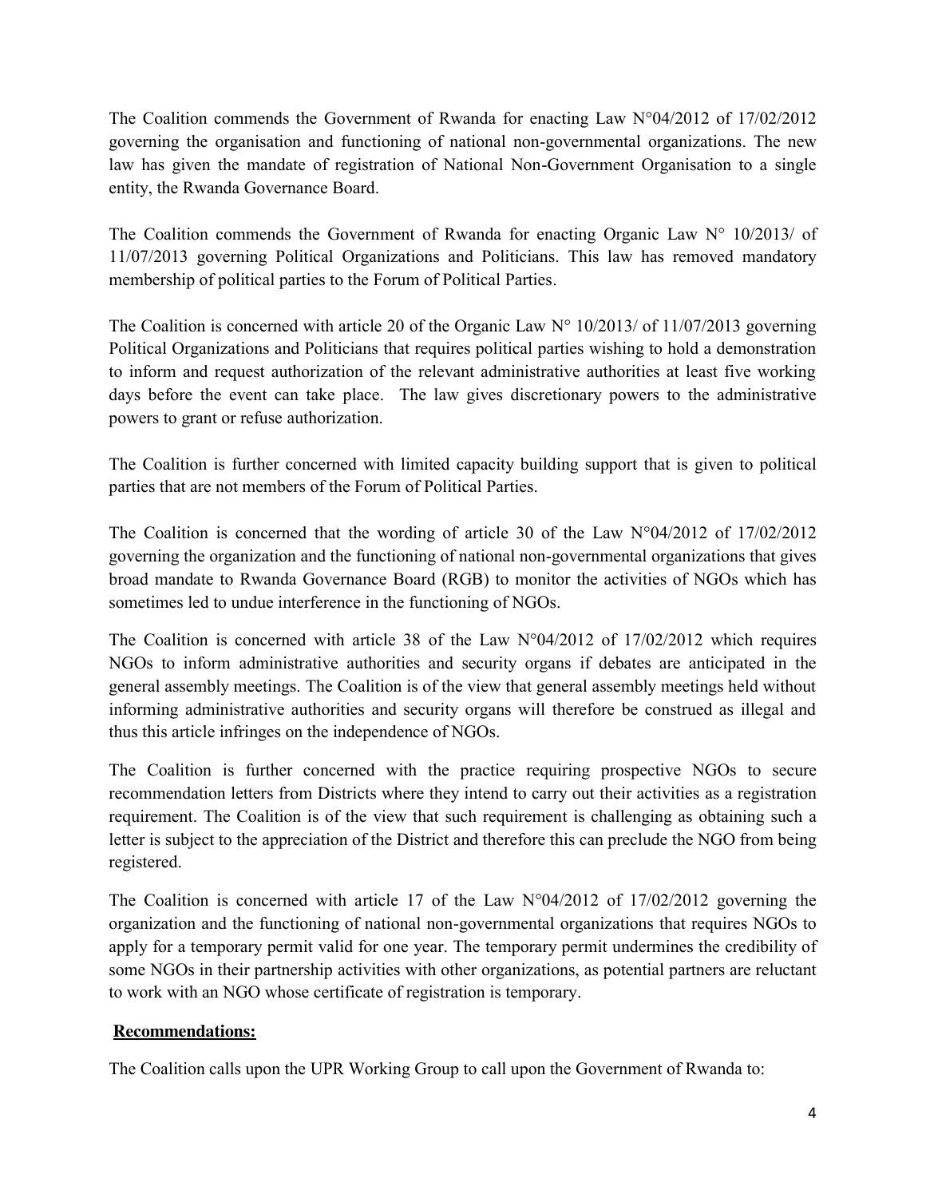The Coalition commends the Government of Rwanda for enacting Law N°04/2012 of 17/02/2012 governing the organisation and functioning of national non-governmental organizations. The new law has given the mandate of registration of National Non-Government Organisation to a single entity, the Rwanda Governance Board.

The Coalition commends the Government of Rwanda for enacting Organic Law N° 10/2013/ of 11/07/2013 governing Political Organizations and Politicians. This law has removed mandatory membership of political parties to the Forum of Political Parties.

The Coalition is concerned with article 20 of the Organic Law N° 10/2013/ of 11/07/2013 governing Political Organizations and Politicians that requires political parties wishing to hold a demonstration to inform and request authorization of the relevant administrative authorities at least five working days before the event can take place. The law gives discretionary powers to the administrative powers to grant or refuse authorization.

The Coalition is further concerned with limited capacity building support that is given to political parties that are not members of the Forum of Political Parties.

The Coalition is concerned that the wording of article 30 of the Law N°04/2012 of 17/02/2012 governing the organization and the functioning of national non-governmental organizations that gives broad mandate to Rwanda Governance Board (RGB) to monitor the activities of NGOs which has sometimes led to undue interference in the functioning of NGOs.

The Coalition is concerned with article 38 of the Law N°04/2012 of 17/02/2012 which requires NGOs to inform administrative authorities and security organs if debates are anticipated in the general assembly meetings. The Coalition is of the view that general assembly meetings held without informing administrative authorities and security organs will therefore be construed as illegal and thus this article infringes on the independence of NGOs.

The Coalition is further concerned with the practice requiring prospective NGOs to secure recommendation letters from Districts where they intend to carry out their activities as a registration requirement. The Coalition is of the view that such requirement is challenging as obtaining such a letter is subject to the appreciation of the District and therefore this can preclude the NGO from being registered.

The Coalition is concerned with article 17 of the Law N°04/2012 of 17/02/2012 governing the organization and the functioning of national non-governmental organizations that requires NGOs to apply for a temporary permit valid for one year. The temporary permit undermines the credibility of some NGOs in their partnership activities with other organizations, as potential partners are reluctant to work with an NGO whose certificate of registration is temporary.

**Recommendations:**

The Coalition calls upon the UPR Working Group to call upon the Government of Rwanda to: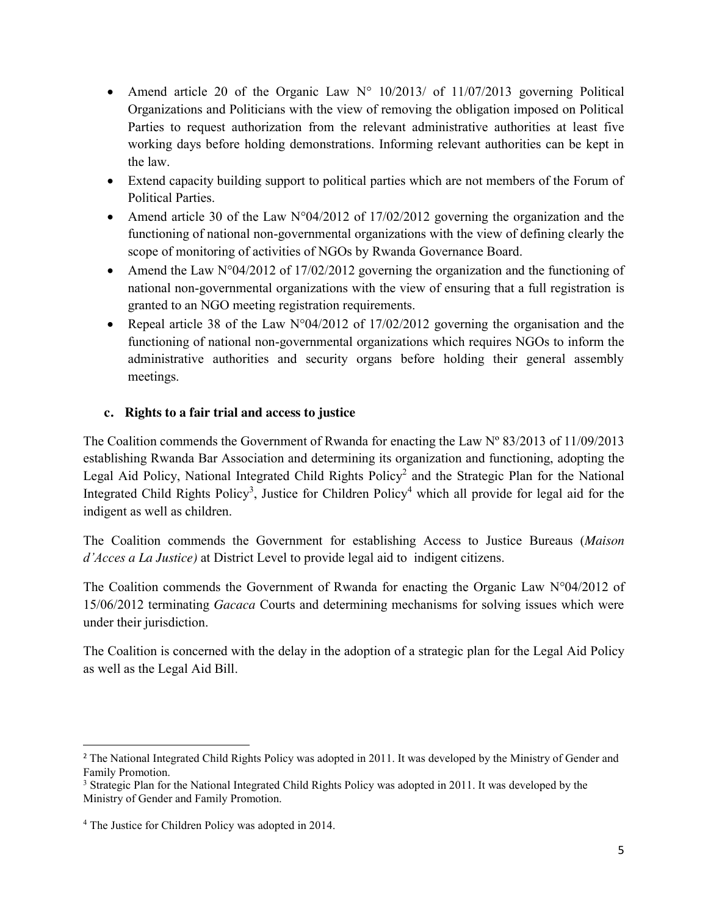- Amend article 20 of the Organic Law N° 10/2013/ of 11/07/2013 governing Political Organizations and Politicians with the view of removing the obligation imposed on Political Parties to request authorization from the relevant administrative authorities at least five working days before holding demonstrations. Informing relevant authorities can be kept in the law.
- Extend capacity building support to political parties which are not members of the Forum of Political Parties.
- Amend article 30 of the Law N°04/2012 of 17/02/2012 governing the organization and the functioning of national non-governmental organizations with the view of defining clearly the scope of monitoring of activities of NGOs by Rwanda Governance Board.
- Amend the Law N°04/2012 of 17/02/2012 governing the organization and the functioning of national non-governmental organizations with the view of ensuring that a full registration is granted to an NGO meeting registration requirements.
- Repeal article 38 of the Law N°04/2012 of 17/02/2012 governing the organisation and the functioning of national non-governmental organizations which requires NGOs to inform the administrative authorities and security organs before holding their general assembly meetings.

### c. Rights to a fair trial and access to justice

The Coalition commends the Government of Rwanda for enacting the Law Nº 83/2013 of 11/09/2013 establishing Rwanda Bar Association and determining its organization and functioning, adopting the Legal Aid Policy, National Integrated Child Rights Policy[2] and the Strategic Plan for the National Integrated Child Rights Policy[3], Justice for Children Policy[4] which all provide for legal aid for the indigent as well as children.

The Coalition commends the Government for establishing Access to Justice Bureaus (*Maison d'Acces a La Justice)* at District Level to provide legal aid to indigent citizens.

The Coalition commends the Government of Rwanda for enacting the Organic Law N°04/2012 of 15/06/2012 terminating *Gacaca* Courts and determining mechanisms for solving issues which were under their jurisdiction.

The Coalition is concerned with the delay in the adoption of a strategic plan for the Legal Aid Policy as well as the Legal Aid Bill.

---

[2] The National Integrated Child Rights Policy was adopted in 2011. It was developed by the Ministry of Gender and Family Promotion.

[3] Strategic Plan for the National Integrated Child Rights Policy was adopted in 2011. It was developed by the Ministry of Gender and Family Promotion.

[4] The Justice for Children Policy was adopted in 2014.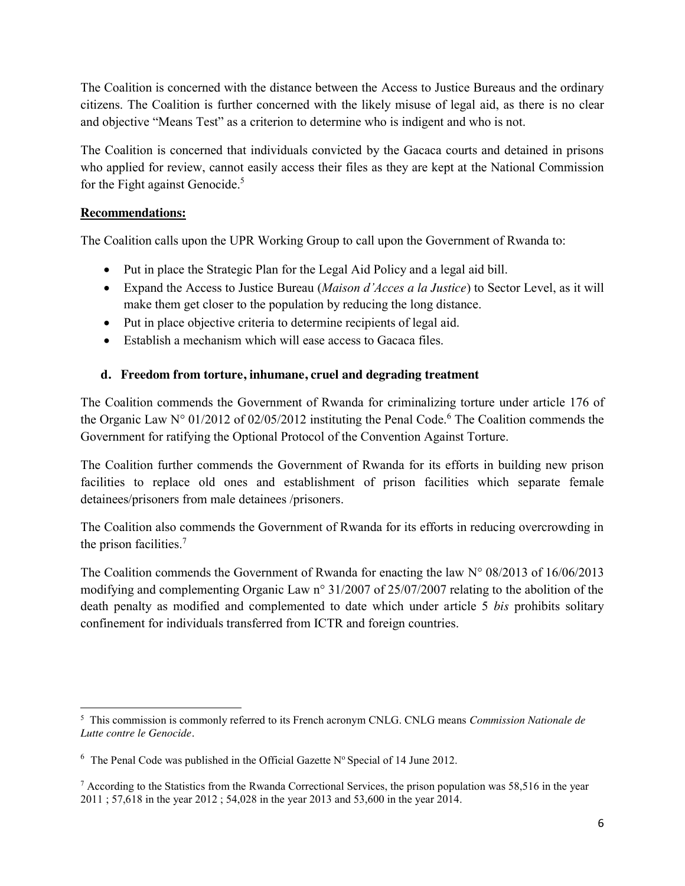The Coalition is concerned with the distance between the Access to Justice Bureaus and the ordinary citizens. The Coalition is further concerned with the likely misuse of legal aid, as there is no clear and objective "Means Test" as a criterion to determine who is indigent and who is not.

The Coalition is concerned that individuals convicted by the Gacaca courts and detained in prisons who applied for review, cannot easily access their files as they are kept at the National Commission for the Fight against Genocide.[5]

**Recommendations:**

The Coalition calls upon the UPR Working Group to call upon the Government of Rwanda to:

- Put in place the Strategic Plan for the Legal Aid Policy and a legal aid bill.
- Expand the Access to Justice Bureau (*Maison d'Acces a la Justice*) to Sector Level, as it will make them get closer to the population by reducing the long distance.
- Put in place objective criteria to determine recipients of legal aid.
- Establish a mechanism which will ease access to Gacaca files.

### d. Freedom from torture, inhumane, cruel and degrading treatment

The Coalition commends the Government of Rwanda for criminalizing torture under article 176 of the Organic Law N° 01/2012 of 02/05/2012 instituting the Penal Code.[6] The Coalition commends the Government for ratifying the Optional Protocol of the Convention Against Torture.

The Coalition further commends the Government of Rwanda for its efforts in building new prison facilities to replace old ones and establishment of prison facilities which separate female detainees/prisoners from male detainees /prisoners.

The Coalition also commends the Government of Rwanda for its efforts in reducing overcrowding in the prison facilities.[7]

The Coalition commends the Government of Rwanda for enacting the law N° 08/2013 of 16/06/2013 modifying and complementing Organic Law n° 31/2007 of 25/07/2007 relating to the abolition of the death penalty as modified and complemented to date which under article 5 *bis* prohibits solitary confinement for individuals transferred from ICTR and foreign countries.

---

[5] This commission is commonly referred to its French acronym CNLG. CNLG means *Commission Nationale de Lutte contre le Genocide*.

[6] The Penal Code was published in the Official Gazette N° Special of 14 June 2012.

[7] According to the Statistics from the Rwanda Correctional Services, the prison population was 58,516 in the year 2011 ; 57,618 in the year 2012 ; 54,028 in the year 2013 and 53,600 in the year 2014.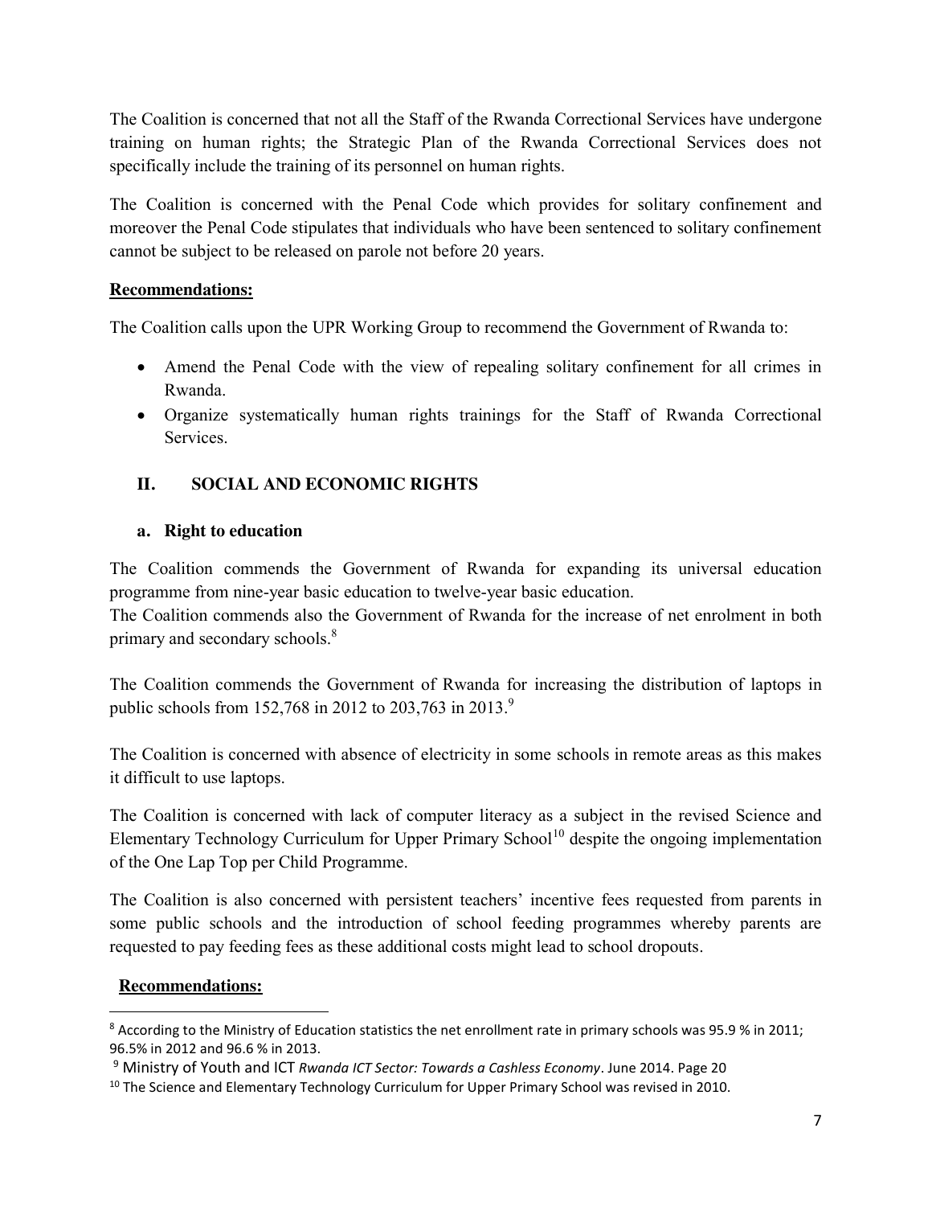The Coalition is concerned that not all the Staff of the Rwanda Correctional Services have undergone training on human rights; the Strategic Plan of the Rwanda Correctional Services does not specifically include the training of its personnel on human rights.

The Coalition is concerned with the Penal Code which provides for solitary confinement and moreover the Penal Code stipulates that individuals who have been sentenced to solitary confinement cannot be subject to be released on parole not before 20 years.

**Recommendations:**

The Coalition calls upon the UPR Working Group to recommend the Government of Rwanda to:

- Amend the Penal Code with the view of repealing solitary confinement for all crimes in Rwanda.
- Organize systematically human rights trainings for the Staff of Rwanda Correctional Services.

## II. SOCIAL AND ECONOMIC RIGHTS

### a. Right to education

The Coalition commends the Government of Rwanda for expanding its universal education programme from nine-year basic education to twelve-year basic education.

The Coalition commends also the Government of Rwanda for the increase of net enrolment in both primary and secondary schools.[8]

The Coalition commends the Government of Rwanda for increasing the distribution of laptops in public schools from 152,768 in 2012 to 203,763 in 2013.[9]

The Coalition is concerned with absence of electricity in some schools in remote areas as this makes it difficult to use laptops.

The Coalition is concerned with lack of computer literacy as a subject in the revised Science and Elementary Technology Curriculum for Upper Primary School[10] despite the ongoing implementation of the One Lap Top per Child Programme.

The Coalition is also concerned with persistent teachers' incentive fees requested from parents in some public schools and the introduction of school feeding programmes whereby parents are requested to pay feeding fees as these additional costs might lead to school dropouts.

**Recommendations:**

---

[8] According to the Ministry of Education statistics the net enrollment rate in primary schools was 95.9 % in 2011; 96.5% in 2012 and 96.6 % in 2013.

[9] Ministry of Youth and ICT *Rwanda ICT Sector: Towards a Cashless Economy*. June 2014. Page 20

[10] The Science and Elementary Technology Curriculum for Upper Primary School was revised in 2010.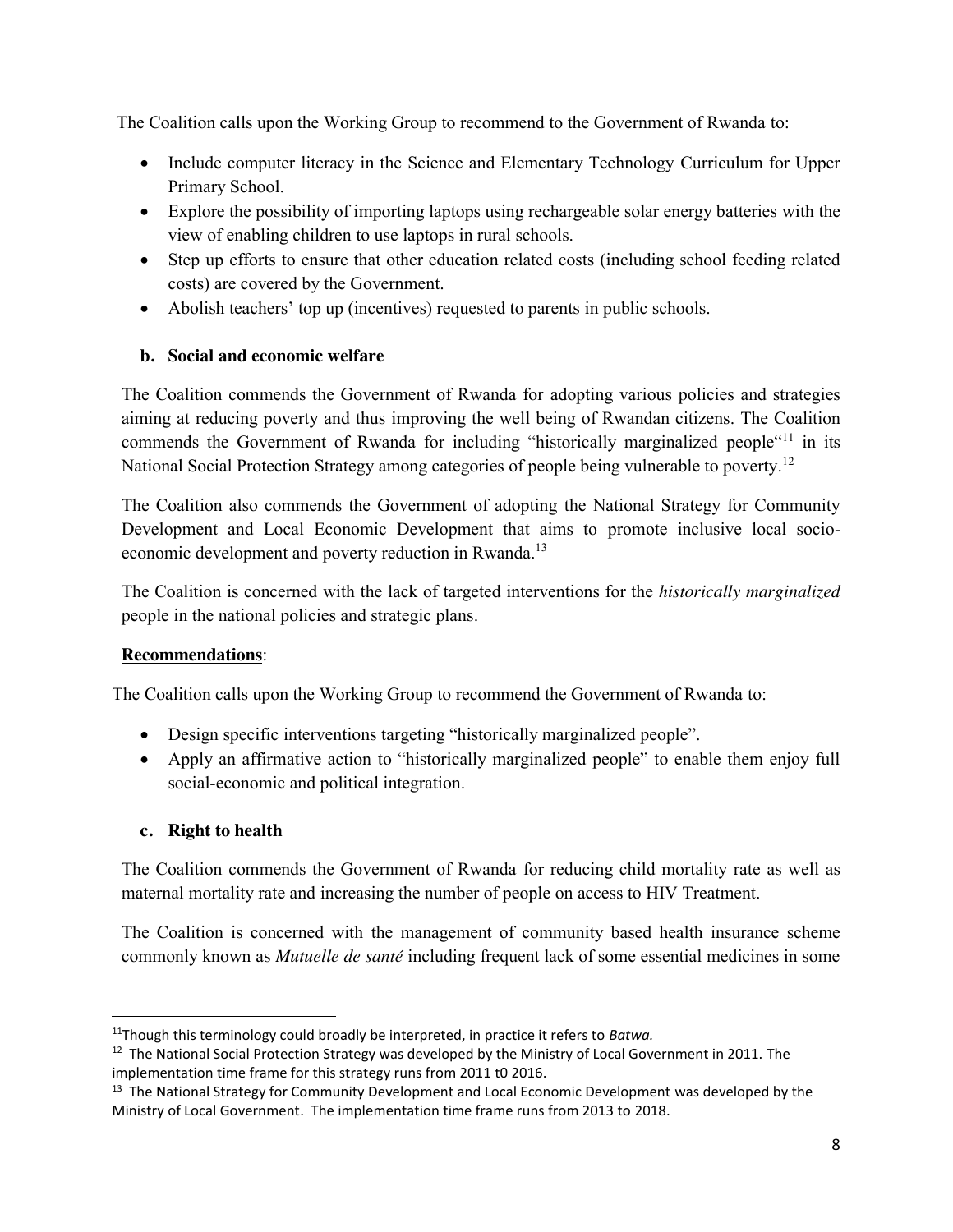The Coalition calls upon the Working Group to recommend to the Government of Rwanda to:

- Include computer literacy in the Science and Elementary Technology Curriculum for Upper Primary School.
- Explore the possibility of importing laptops using rechargeable solar energy batteries with the view of enabling children to use laptops in rural schools.
- Step up efforts to ensure that other education related costs (including school feeding related costs) are covered by the Government.
- Abolish teachers' top up (incentives) requested to parents in public schools.

### b. Social and economic welfare

The Coalition commends the Government of Rwanda for adopting various policies and strategies aiming at reducing poverty and thus improving the well being of Rwandan citizens. The Coalition commends the Government of Rwanda for including "historically marginalized people"[11] in its National Social Protection Strategy among categories of people being vulnerable to poverty.[12]

The Coalition also commends the Government of adopting the National Strategy for Community Development and Local Economic Development that aims to promote inclusive local socio-economic development and poverty reduction in Rwanda.[13]

The Coalition is concerned with the lack of targeted interventions for the *historically marginalized* people in the national policies and strategic plans.

**Recommendations**:

The Coalition calls upon the Working Group to recommend the Government of Rwanda to:

- Design specific interventions targeting "historically marginalized people".
- Apply an affirmative action to "historically marginalized people" to enable them enjoy full social-economic and political integration.

### c. Right to health

The Coalition commends the Government of Rwanda for reducing child mortality rate as well as maternal mortality rate and increasing the number of people on access to HIV Treatment.

The Coalition is concerned with the management of community based health insurance scheme commonly known as *Mutuelle de santé* including frequent lack of some essential medicines in some

---

[11] Though this terminology could broadly be interpreted, in practice it refers to *Batwa.*

[12] The National Social Protection Strategy was developed by the Ministry of Local Government in 2011. The implementation time frame for this strategy runs from 2011 t0 2016.

[13] The National Strategy for Community Development and Local Economic Development was developed by the Ministry of Local Government. The implementation time frame runs from 2013 to 2018.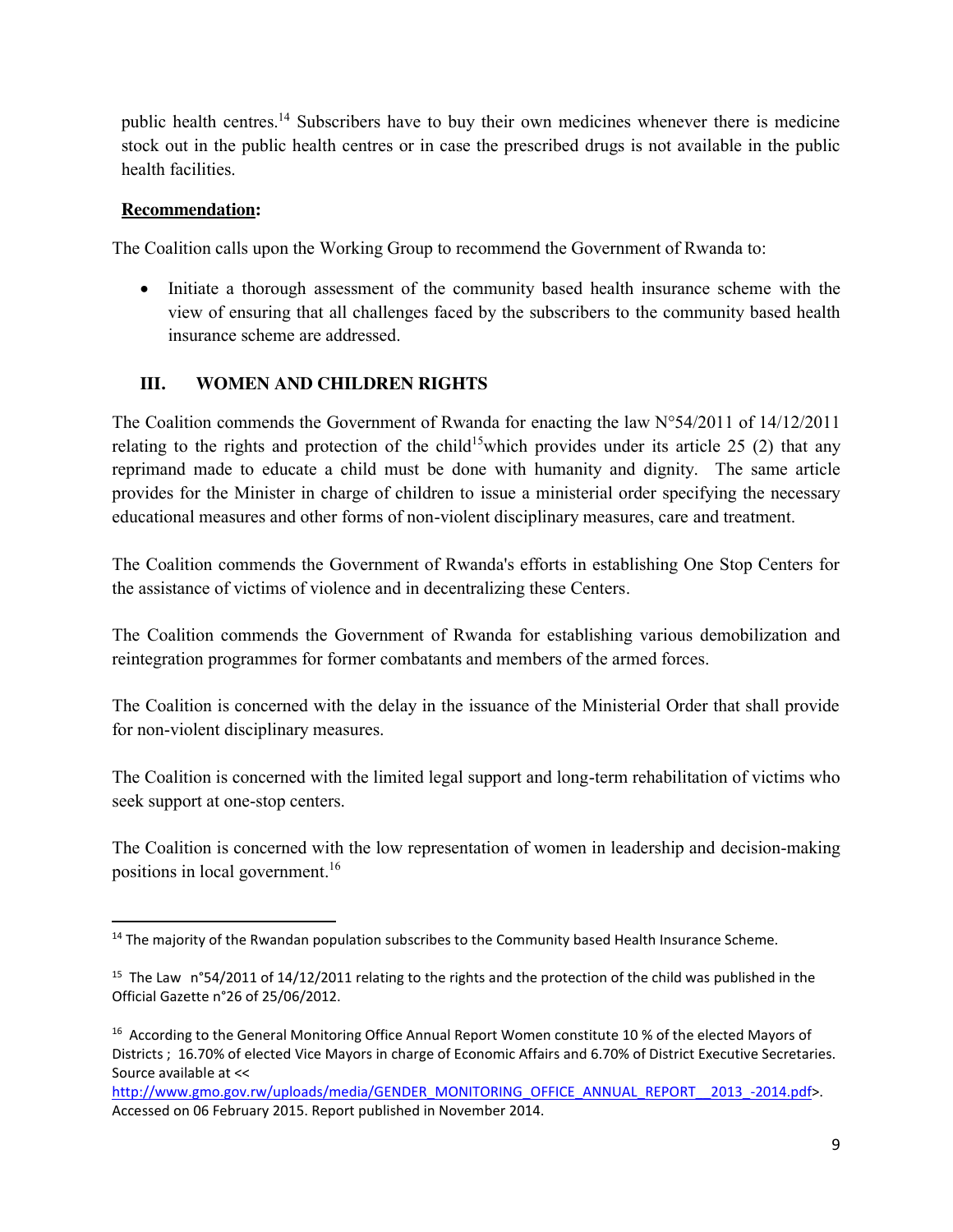public health centres.[14] Subscribers have to buy their own medicines whenever there is medicine stock out in the public health centres or in case the prescribed drugs is not available in the public health facilities.

**Recommendation:**

The Coalition calls upon the Working Group to recommend the Government of Rwanda to:

- Initiate a thorough assessment of the community based health insurance scheme with the view of ensuring that all challenges faced by the subscribers to the community based health insurance scheme are addressed.

## III. WOMEN AND CHILDREN RIGHTS

The Coalition commends the Government of Rwanda for enacting the law N°54/2011 of 14/12/2011 relating to the rights and protection of the child[15]which provides under its article 25 (2) that any reprimand made to educate a child must be done with humanity and dignity. The same article provides for the Minister in charge of children to issue a ministerial order specifying the necessary educational measures and other forms of non-violent disciplinary measures, care and treatment.

The Coalition commends the Government of Rwanda's efforts in establishing One Stop Centers for the assistance of victims of violence and in decentralizing these Centers.

The Coalition commends the Government of Rwanda for establishing various demobilization and reintegration programmes for former combatants and members of the armed forces.

The Coalition is concerned with the delay in the issuance of the Ministerial Order that shall provide for non-violent disciplinary measures.

The Coalition is concerned with the limited legal support and long-term rehabilitation of victims who seek support at one-stop centers.

The Coalition is concerned with the low representation of women in leadership and decision-making positions in local government.[16]

---

[14] The majority of the Rwandan population subscribes to the Community based Health Insurance Scheme.

[15] The Law n°54/2011 of 14/12/2011 relating to the rights and the protection of the child was published in the Official Gazette n°26 of 25/06/2012.

[16] According to the General Monitoring Office Annual Report Women constitute 10 % of the elected Mayors of Districts ; 16.70% of elected Vice Mayors in charge of Economic Affairs and 6.70% of District Executive Secretaries. Source available at << http://www.gmo.gov.rw/uploads/media/GENDER_MONITORING_OFFICE_ANNUAL_REPORT__2013_-2014.pdf>. Accessed on 06 February 2015. Report published in November 2014.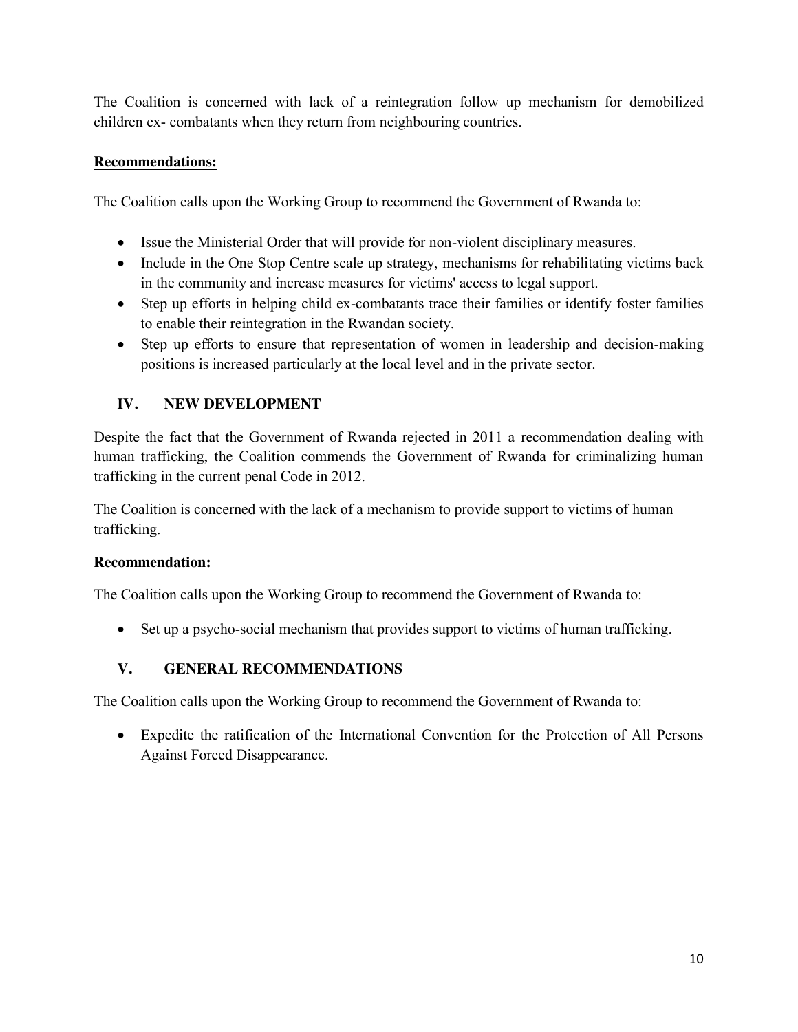The Coalition is concerned with lack of a reintegration follow up mechanism for demobilized children ex- combatants when they return from neighbouring countries.

**Recommendations:**

The Coalition calls upon the Working Group to recommend the Government of Rwanda to:

- Issue the Ministerial Order that will provide for non-violent disciplinary measures.
- Include in the One Stop Centre scale up strategy, mechanisms for rehabilitating victims back in the community and increase measures for victims' access to legal support.
- Step up efforts in helping child ex-combatants trace their families or identify foster families to enable their reintegration in the Rwandan society.
- Step up efforts to ensure that representation of women in leadership and decision-making positions is increased particularly at the local level and in the private sector.

## IV. NEW DEVELOPMENT

Despite the fact that the Government of Rwanda rejected in 2011 a recommendation dealing with human trafficking, the Coalition commends the Government of Rwanda for criminalizing human trafficking in the current penal Code in 2012.

The Coalition is concerned with the lack of a mechanism to provide support to victims of human trafficking.

**Recommendation:**

The Coalition calls upon the Working Group to recommend the Government of Rwanda to:

- Set up a psycho-social mechanism that provides support to victims of human trafficking.

## V. GENERAL RECOMMENDATIONS

The Coalition calls upon the Working Group to recommend the Government of Rwanda to:

- Expedite the ratification of the International Convention for the Protection of All Persons Against Forced Disappearance.